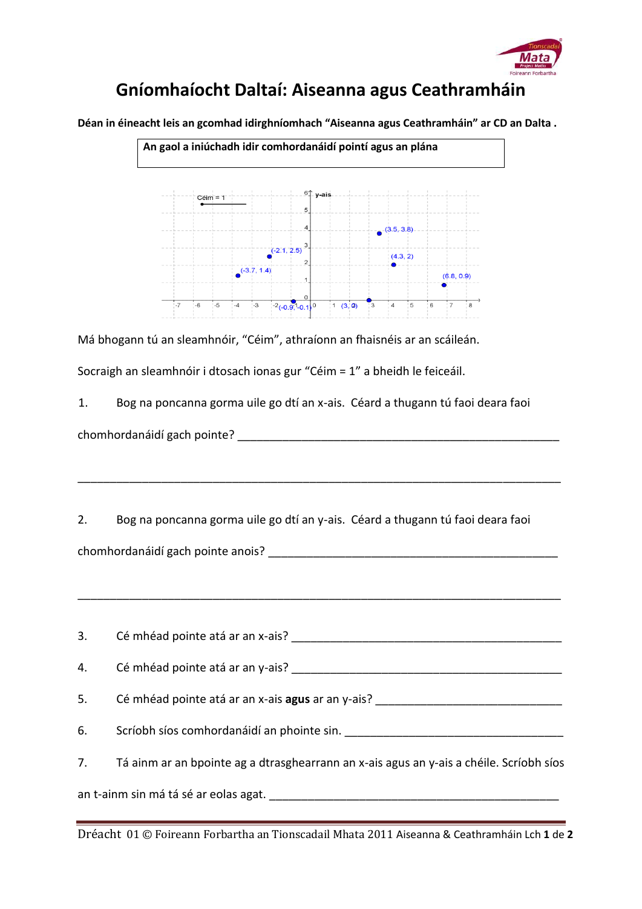# Gníomhaíocht Daltaí: Aiseanna agus Ceathramháin

**Déan in éineacht leis an gcomhad idirghníomhach "Aiseanna agus Ceathramháin" ar CD an Dalta .**

**An gaol a iniúchadh idir comhordanáidí pointí agus an plána**

Má bhogann tú an sleamhnóir, "Céim", athraíonn an fhaisnéis ar an scáileán.

Socraigh an sleamhnóir i dtosach ionas gur "Céim = 1" a bheidh le feiceáil.

1. Bog na poncanna gorma uile go dtí an x-ais. Céard a thugann tú faoi deara faoi chomhordanáidí gach pointe? ____________________________________________

____________________________________________________________________

2. Bog na poncanna gorma uile go dtí an y-ais. Céard a thugann tú faoi deara faoi chomhordanáidí gach pointe anois? ________________________________________

____________________________________________________________________

3. Cé mhéad pointe atá ar an x-ais? ________________________________________

4. Cé mhéad pointe atá ar an y-ais? ________________________________________

5. Cé mhéad pointe atá ar an x-ais **agus** ar an y-ais? ___________________________

6. Scríobh síos comhordanáidí an phointe sin. _______________________________

7. Tá ainm ar an bpointe ag a dtrasghearrann an x-ais agus an y-ais a chéile. Scríobh síos an t-ainm sin má tá sé ar eolas agat. ________________________________________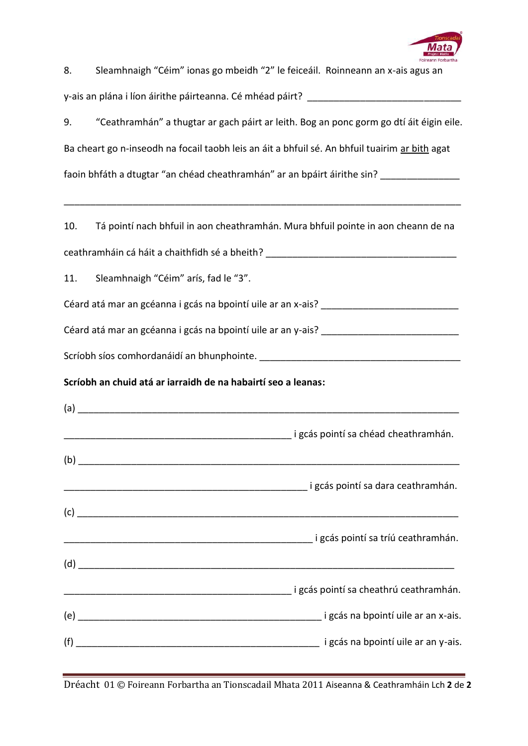8. Sleamhnaigh "Céim" ionas go mbeidh "2" le feiceáil. Roinneann an x-ais agus an y-ais an plána i líon áirithe páirteanna. Cé mhéad páirt? ______________________________

9. "Ceathramhán" a thugtar ar gach páirt ar leith. Bog an ponc gorm go dtí áit éigin eile. Ba cheart go n-inseodh na focail taobh leis an áit a bhfuil sé. An bhfuil tuairim ar bith agat faoin bhfáth a dtugtar "an chéad cheathramhán" ar an bpáirt áirithe sin? _______________

_____________________________________________________________________________

10. Tá pointí nach bhfuil in aon cheathramhán. Mura bhfuil pointe in aon cheann de na ceathramháin cá háit a chaithfidh sé a bheith? ____________________________________

11. Sleamhnaigh "Céim" arís, fad le "3".

Céard atá mar an gcéanna i gcás na bpointí uile ar an x-ais? __________________________

Céard atá mar an gcéanna i gcás na bpointí uile ar an y-ais? __________________________

Scríobh síos comhordanáidí an bhunphointe. ______________________________________

**Scríobh an chuid atá ar iarraidh de na habairtí seo a leanas:**

(a) ___________________________________________________________________________

____________________________________________ i gcás pointí sa chéad cheathramhán.

(b) ___________________________________________________________________________

_______________________________________________ i gcás pointí sa dara ceathramhán.

(c) ___________________________________________________________________________

________________________________________________ i gcás pointí sa tríú ceathramhán.

(d) __________________________________________________________________________

____________________________________________ i gcás pointí sa cheathrú ceathramhán.

(e) _______________________________________________ i gcás na bpointí uile ar an x-ais.

(f) _______________________________________________ i gcás na bpointí uile ar an y-ais.